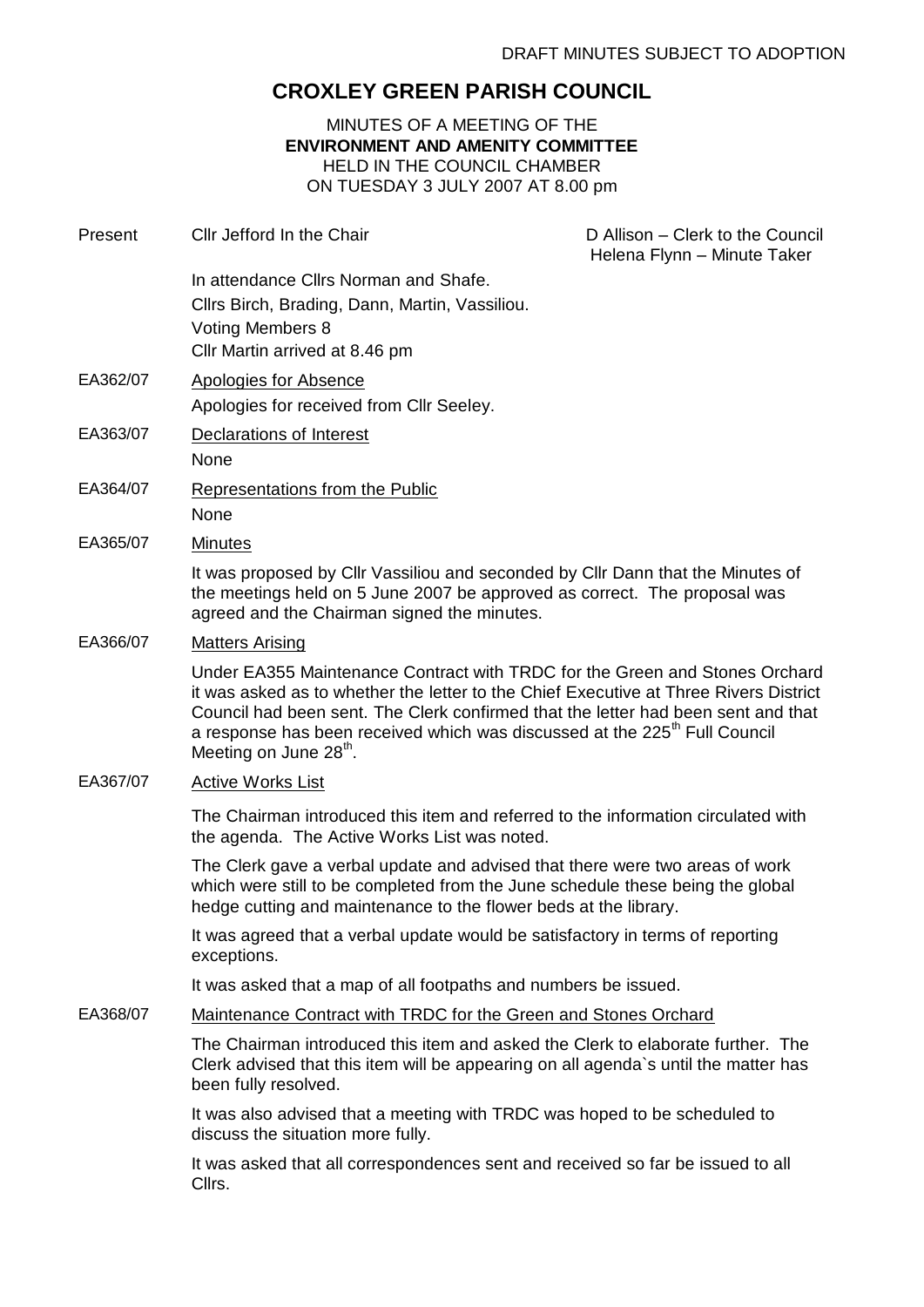DRAFT MINUTES SUBJECT TO ADOPTION

# CROXLEY GREEN PARISH COUNCIL

MINUTES OF A MEETING OF THE
**ENVIRONMENT AND AMENITY COMMITTEE**
HELD IN THE COUNCIL CHAMBER
ON TUESDAY 3 JULY 2007 AT 8.00 pm

Present Cllr Jefford In the Chair

D Allison – Clerk to the Council
Helena Flynn – Minute Taker

In attendance Cllrs Norman and Shafe.
Cllrs Birch, Brading, Dann, Martin, Vassiliou.
Voting Members 8
Cllr Martin arrived at 8.46 pm

EA362/07 Apologies for Absence

Apologies for received from Cllr Seeley.

EA363/07 Declarations of Interest

None

EA364/07 Representations from the Public

None

EA365/07 Minutes

It was proposed by Cllr Vassiliou and seconded by Cllr Dann that the Minutes of the meetings held on 5 June 2007 be approved as correct. The proposal was agreed and the Chairman signed the minutes.

EA366/07 Matters Arising

Under EA355 Maintenance Contract with TRDC for the Green and Stones Orchard it was asked as to whether the letter to the Chief Executive at Three Rivers District Council had been sent. The Clerk confirmed that the letter had been sent and that a response has been received which was discussed at the 225th Full Council Meeting on June 28th.

EA367/07 Active Works List

The Chairman introduced this item and referred to the information circulated with the agenda. The Active Works List was noted.

The Clerk gave a verbal update and advised that there were two areas of work which were still to be completed from the June schedule these being the global hedge cutting and maintenance to the flower beds at the library.

It was agreed that a verbal update would be satisfactory in terms of reporting exceptions.

It was asked that a map of all footpaths and numbers be issued.

EA368/07 Maintenance Contract with TRDC for the Green and Stones Orchard

The Chairman introduced this item and asked the Clerk to elaborate further. The Clerk advised that this item will be appearing on all agenda`s until the matter has been fully resolved.

It was also advised that a meeting with TRDC was hoped to be scheduled to discuss the situation more fully.

It was asked that all correspondences sent and received so far be issued to all Cllrs.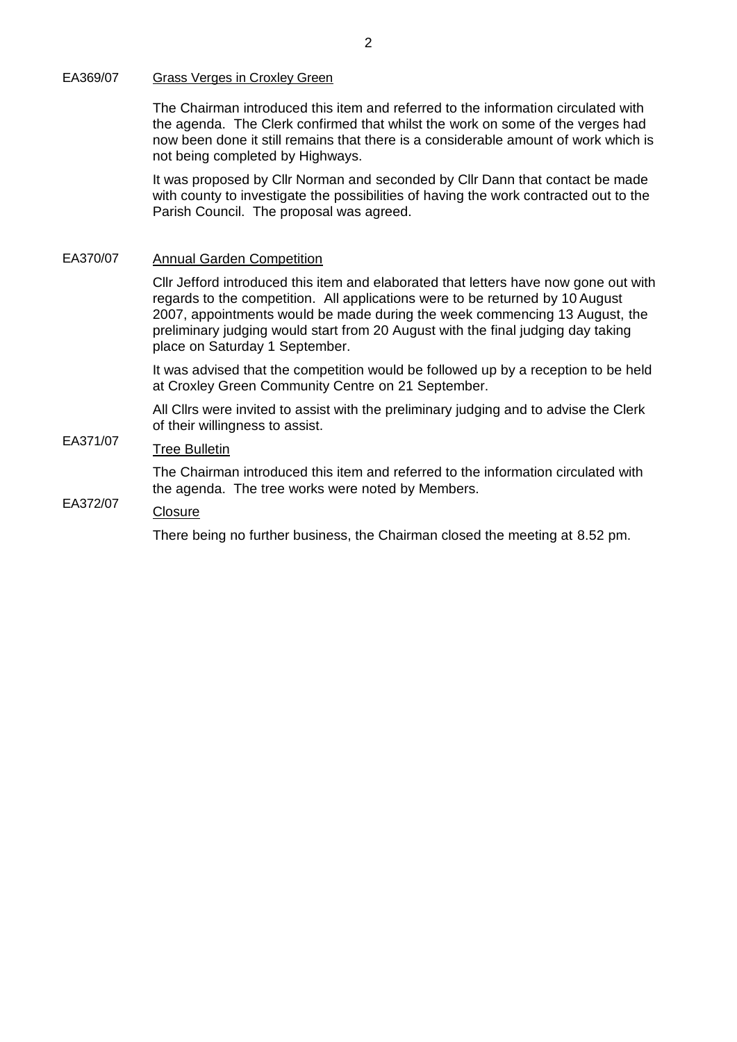EA369/07 Grass Verges in Croxley Green

The Chairman introduced this item and referred to the information circulated with the agenda. The Clerk confirmed that whilst the work on some of the verges had now been done it still remains that there is a considerable amount of work which is not being completed by Highways.

It was proposed by Cllr Norman and seconded by Cllr Dann that contact be made with county to investigate the possibilities of having the work contracted out to the Parish Council. The proposal was agreed.

EA370/07 Annual Garden Competition

Cllr Jefford introduced this item and elaborated that letters have now gone out with regards to the competition. All applications were to be returned by 10 August 2007, appointments would be made during the week commencing 13 August, the preliminary judging would start from 20 August with the final judging day taking place on Saturday 1 September.

It was advised that the competition would be followed up by a reception to be held at Croxley Green Community Centre on 21 September.

All Cllrs were invited to assist with the preliminary judging and to advise the Clerk of their willingness to assist.

EA371/07 Tree Bulletin

The Chairman introduced this item and referred to the information circulated with the agenda. The tree works were noted by Members.

EA372/07 Closure

There being no further business, the Chairman closed the meeting at 8.52 pm.